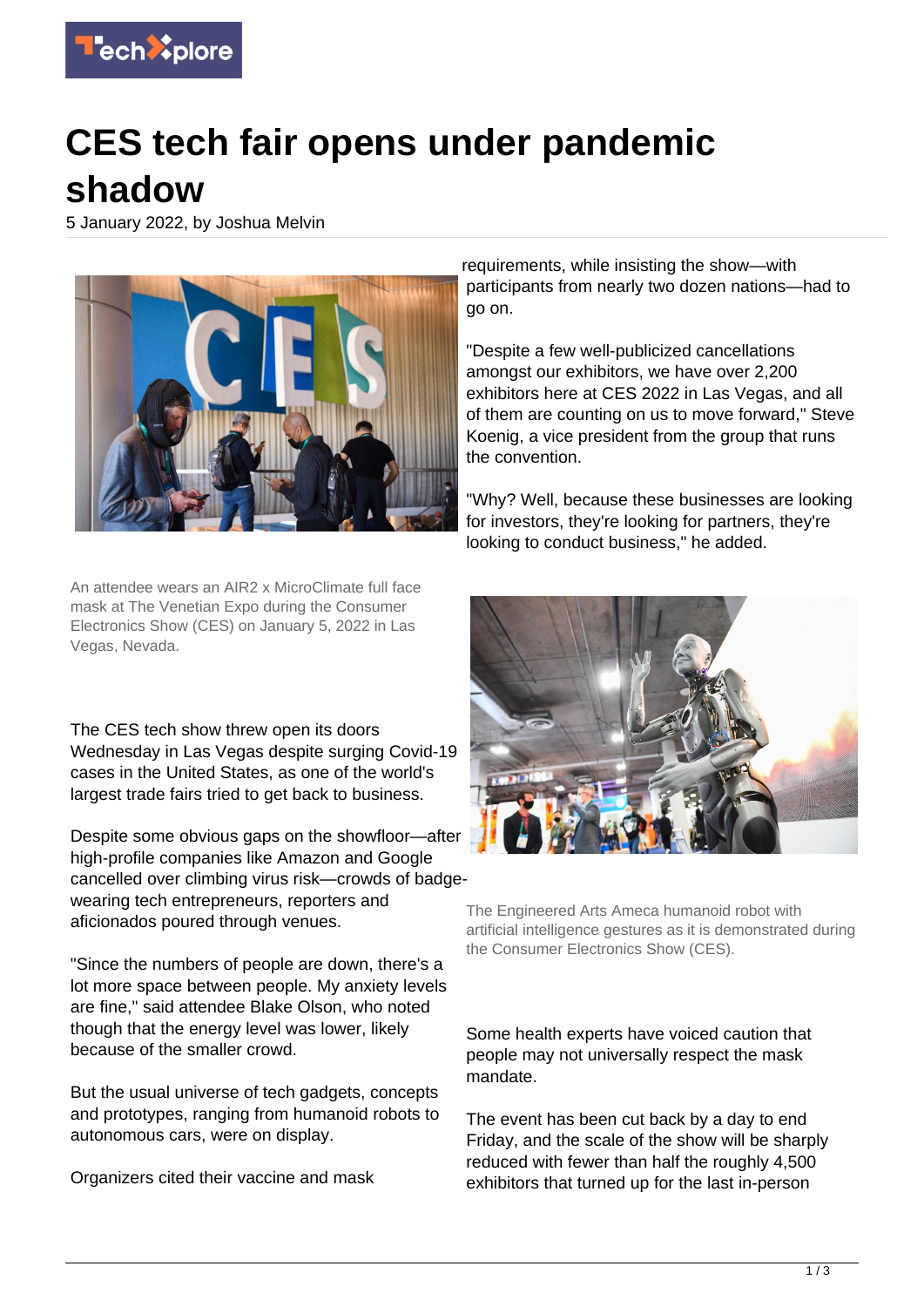# CES tech fair opens under pandemic shadow

5 January 2022, by Joshua Melvin

An attendee wears an AIR2 x MicroClimate full face mask at The Venetian Expo during the Consumer Electronics Show (CES) on January 5, 2022 in Las Vegas, Nevada.

The CES tech show threw open its doors Wednesday in Las Vegas despite surging Covid-19 cases in the United States, as one of the world's largest trade fairs tried to get back to business.

Despite some obvious gaps on the showfloor—after high-profile companies like Amazon and Google cancelled over climbing virus risk—crowds of badge-wearing tech entrepreneurs, reporters and aficionados poured through venues.

"Since the numbers of people are down, there's a lot more space between people. My anxiety levels are fine," said attendee Blake Olson, who noted though that the energy level was lower, likely because of the smaller crowd.

But the usual universe of tech gadgets, concepts and prototypes, ranging from humanoid robots to autonomous cars, were on display.

Organizers cited their vaccine and mask requirements, while insisting the show—with participants from nearly two dozen nations—had to go on.

"Despite a few well-publicized cancellations amongst our exhibitors, we have over 2,200 exhibitors here at CES 2022 in Las Vegas, and all of them are counting on us to move forward," Steve Koenig, a vice president from the group that runs the convention.

"Why? Well, because these businesses are looking for investors, they're looking for partners, they're looking to conduct business," he added.

The Engineered Arts Ameca humanoid robot with artificial intelligence gestures as it is demonstrated during the Consumer Electronics Show (CES).

Some health experts have voiced caution that people may not universally respect the mask mandate.

The event has been cut back by a day to end Friday, and the scale of the show will be sharply reduced with fewer than half the roughly 4,500 exhibitors that turned up for the last in-person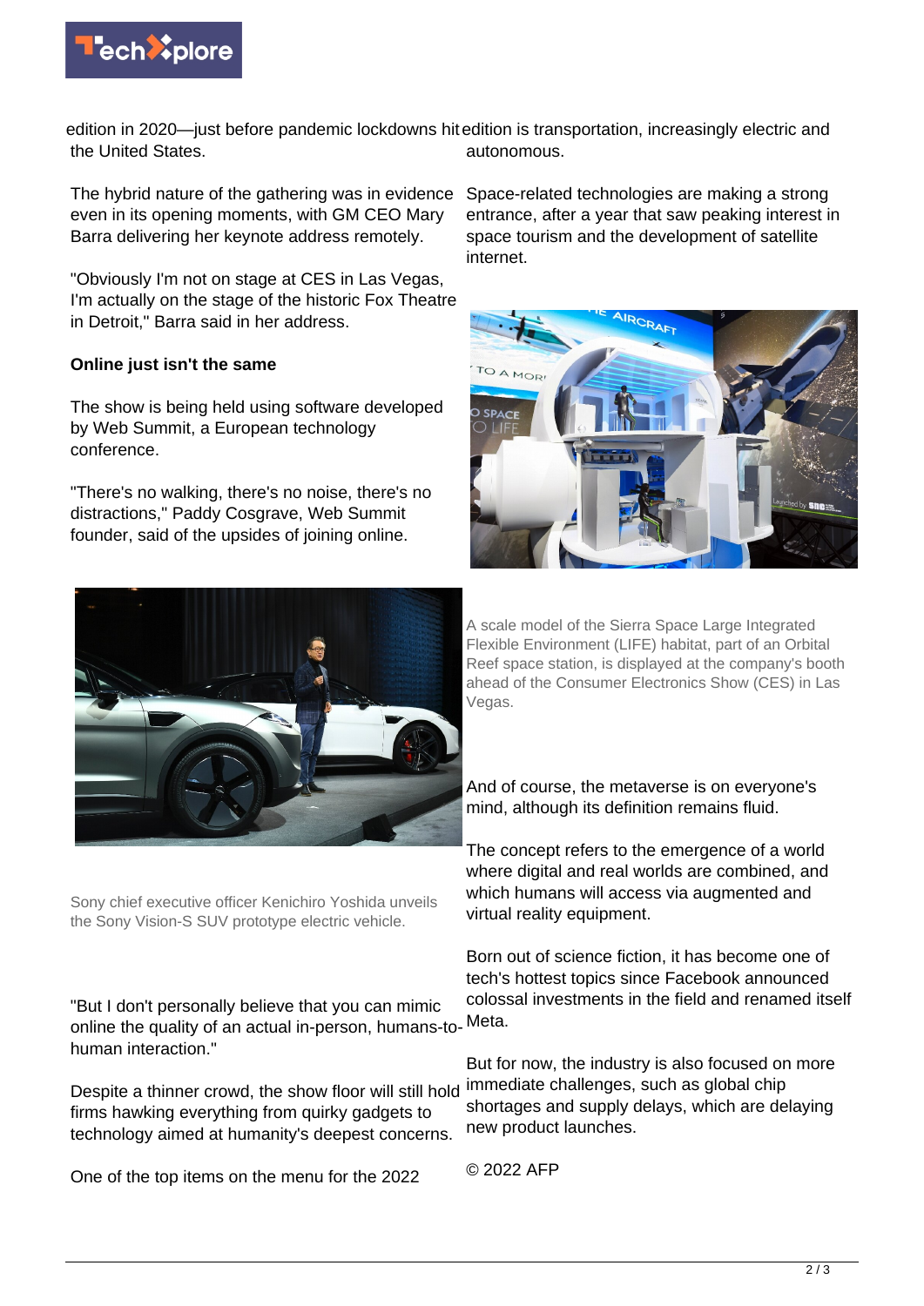edition in 2020—just before pandemic lockdowns hit the United States.

The hybrid nature of the gathering was in evidence even in its opening moments, with GM CEO Mary Barra delivering her keynote address remotely.

"Obviously I'm not on stage at CES in Las Vegas, I'm actually on the stage of the historic Fox Theatre in Detroit," Barra said in her address.

**Online just isn't the same**

The show is being held using software developed by Web Summit, a European technology conference.

"There's no walking, there's no noise, there's no distractions," Paddy Cosgrave, Web Summit founder, said of the upsides of joining online.

Sony chief executive officer Kenichiro Yoshida unveils the Sony Vision-S SUV prototype electric vehicle.

"But I don't personally believe that you can mimic online the quality of an actual in-person, humans-to-human interaction."

Despite a thinner crowd, the show floor will still hold firms hawking everything from quirky gadgets to technology aimed at humanity's deepest concerns.

One of the top items on the menu for the 2022 edition is transportation, increasingly electric and autonomous.

Space-related technologies are making a strong entrance, after a year that saw peaking interest in space tourism and the development of satellite internet.

A scale model of the Sierra Space Large Integrated Flexible Environment (LIFE) habitat, part of an Orbital Reef space station, is displayed at the company's booth ahead of the Consumer Electronics Show (CES) in Las Vegas.

And of course, the metaverse is on everyone's mind, although its definition remains fluid.

The concept refers to the emergence of a world where digital and real worlds are combined, and which humans will access via augmented and virtual reality equipment.

Born out of science fiction, it has become one of tech's hottest topics since Facebook announced colossal investments in the field and renamed itself Meta.

But for now, the industry is also focused on more immediate challenges, such as global chip shortages and supply delays, which are delaying new product launches.

© 2022 AFP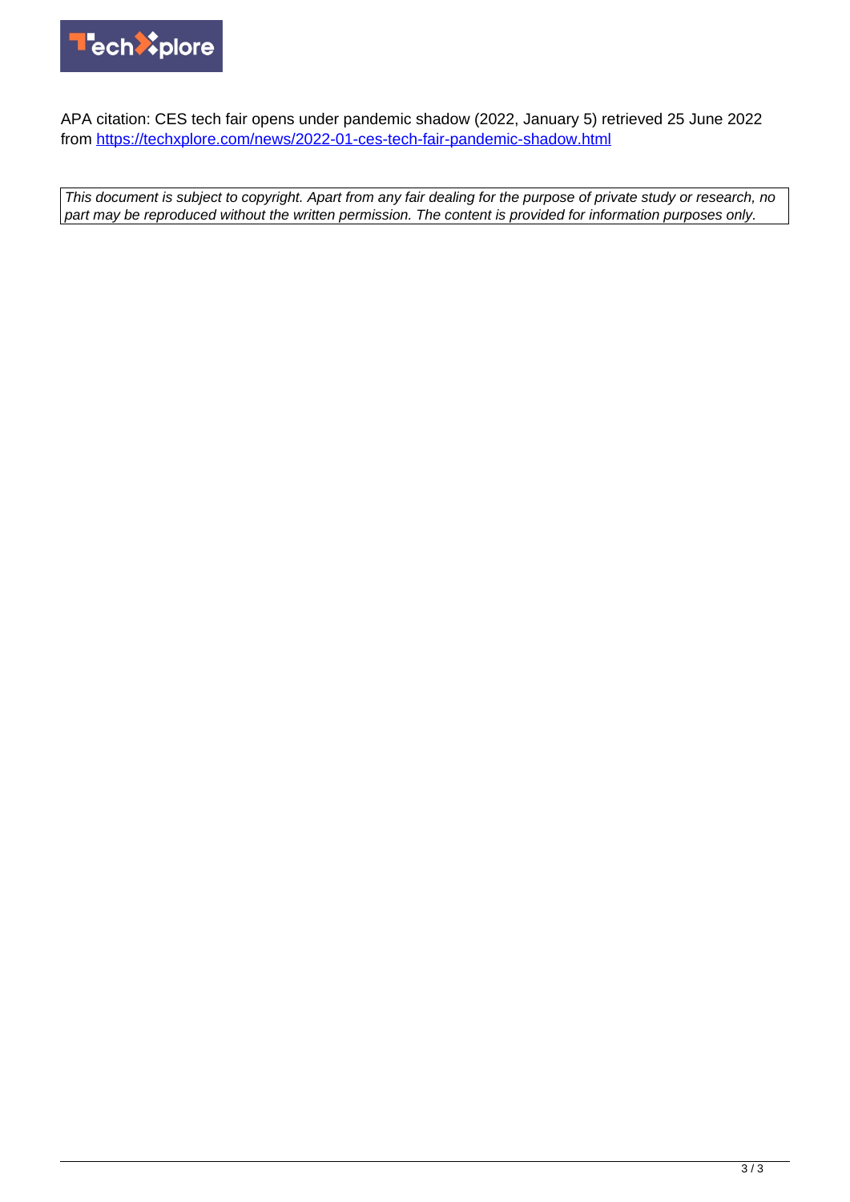APA citation: CES tech fair opens under pandemic shadow (2022, January 5) retrieved 25 June 2022 from https://techxplore.com/news/2022-01-ces-tech-fair-pandemic-shadow.html

*This document is subject to copyright. Apart from any fair dealing for the purpose of private study or research, no part may be reproduced without the written permission. The content is provided for information purposes only.*